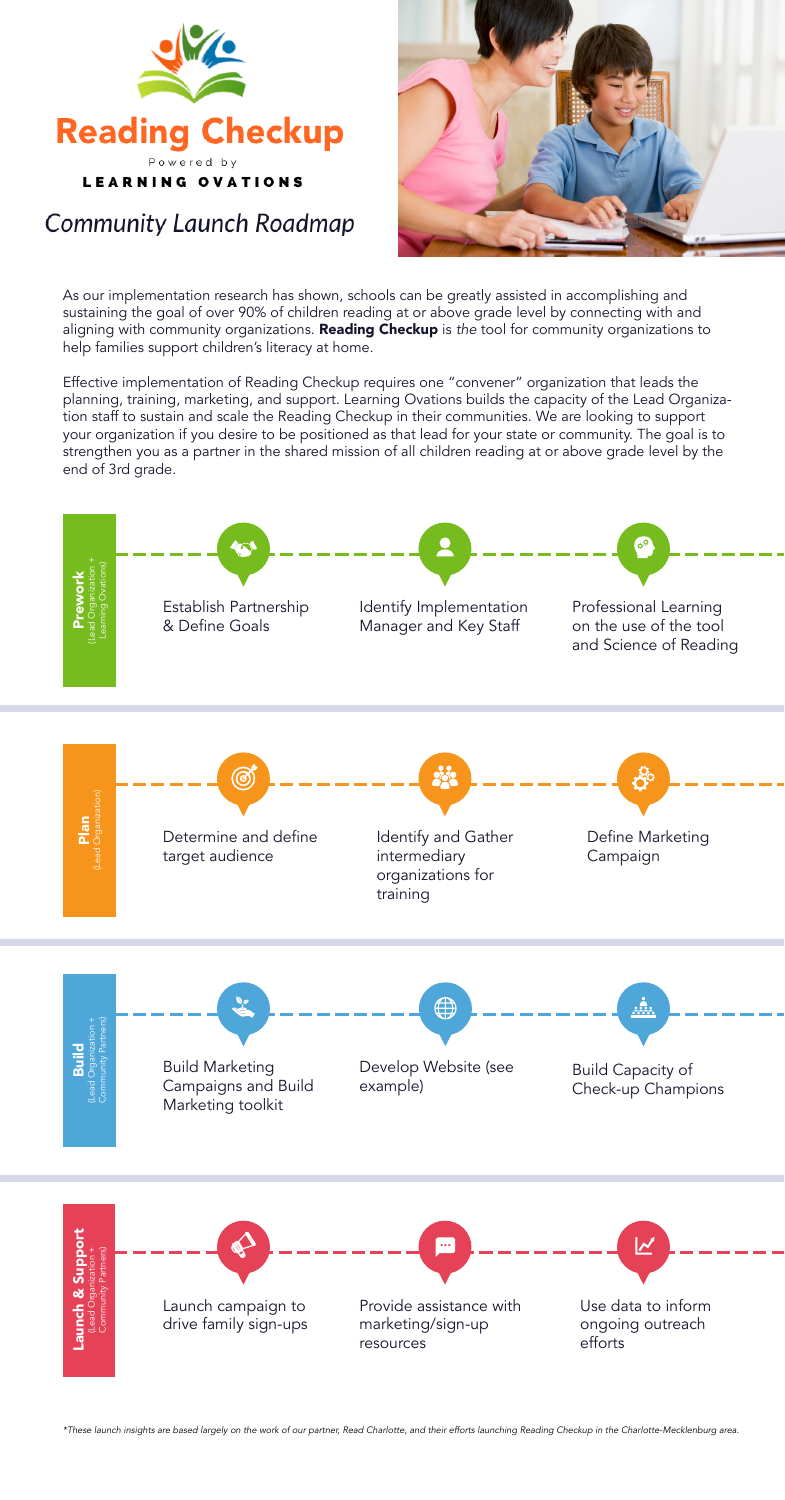# Reading Checkup

Powered by

LEARNING OVATIONS

## Community Launch Roadmap

As our implementation research has shown, schools can be greatly assisted in accomplishing and sustaining the goal of over 90% of children reading at or above grade level by connecting with and aligning with community organizations. **Reading Checkup** is *the* tool for community organizations to help families support children's literacy at home.

Effective implementation of Reading Checkup requires one "convener" organization that leads the planning, training, marketing, and support. Learning Ovations builds the capacity of the Lead Organization staff to sustain and scale the Reading Checkup in their communities. We are looking to support your organization if you desire to be positioned as that lead for your state or community. The goal is to strengthen you as a partner in the shared mission of all children reading at or above grade level by the end of 3rd grade.

### Prework (Lead Organization + Learning Ovations)

- Establish Partnership & Define Goals
- Identify Implementation Manager and Key Staff
- Professional Learning on the use of the tool and Science of Reading

### Plan (Lead Organization)

- Determine and define target audience
- Identify and Gather intermediary organizations for training
- Define Marketing Campaign

### Build (Lead Organization + Community Partners)

- Build Marketing Campaigns and Build Marketing toolkit
- Develop Website (see example)
- Build Capacity of Check-up Champions

### Launch & Support (Lead Organization + Community Partners)

- Launch campaign to drive family sign-ups
- Provide assistance with marketing/sign-up resources
- Use data to inform ongoing outreach efforts

*\*These launch insights are based largely on the work of our partner, Read Charlotte, and their efforts launching Reading Checkup in the Charlotte-Mecklenburg area.*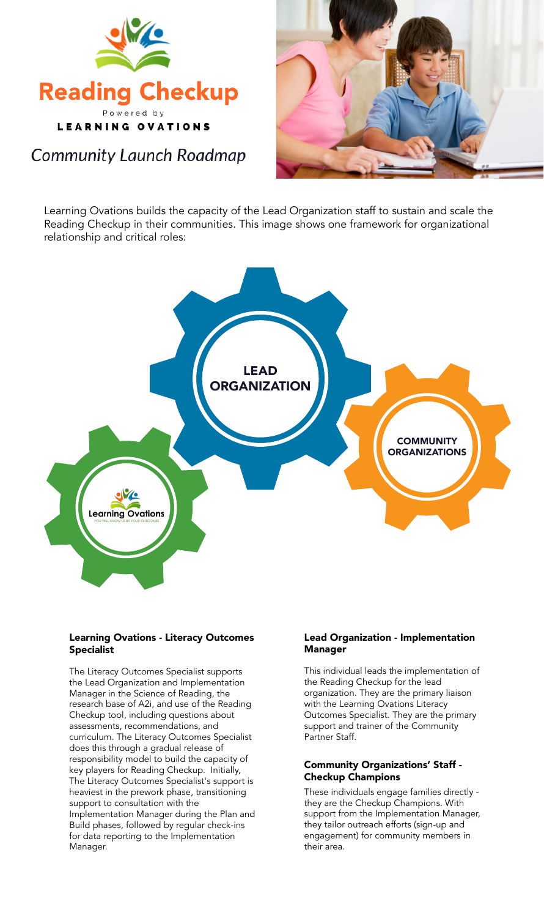# Reading Checkup

Powered by

LEARNING OVATIONS

## Community Launch Roadmap

Learning Ovations builds the capacity of the Lead Organization staff to sustain and scale the Reading Checkup in their communities. This image shows one framework for organizational relationship and critical roles:

LEAD ORGANIZATION

COMMUNITY ORGANIZATIONS

Learning Ovations

YOU WILL KNOW US BY YOUR OUTCOMES

### Learning Ovations - Literacy Outcomes Specialist

The Literacy Outcomes Specialist supports the Lead Organization and Implementation Manager in the Science of Reading, the research base of A2i, and use of the Reading Checkup tool, including questions about assessments, recommendations, and curriculum. The Literacy Outcomes Specialist does this through a gradual release of responsibility model to build the capacity of key players for Reading Checkup. Initially, The Literacy Outcomes Specialist's support is heaviest in the prework phase, transitioning support to consultation with the Implementation Manager during the Plan and Build phases, followed by regular check-ins for data reporting to the Implementation Manager.

### Lead Organization - Implementation Manager

This individual leads the implementation of the Reading Checkup for the lead organization. They are the primary liaison with the Learning Ovations Literacy Outcomes Specialist. They are the primary support and trainer of the Community Partner Staff.

### Community Organizations' Staff - Checkup Champions

These individuals engage families directly - they are the Checkup Champions. With support from the Implementation Manager, they tailor outreach efforts (sign-up and engagement) for community members in their area.